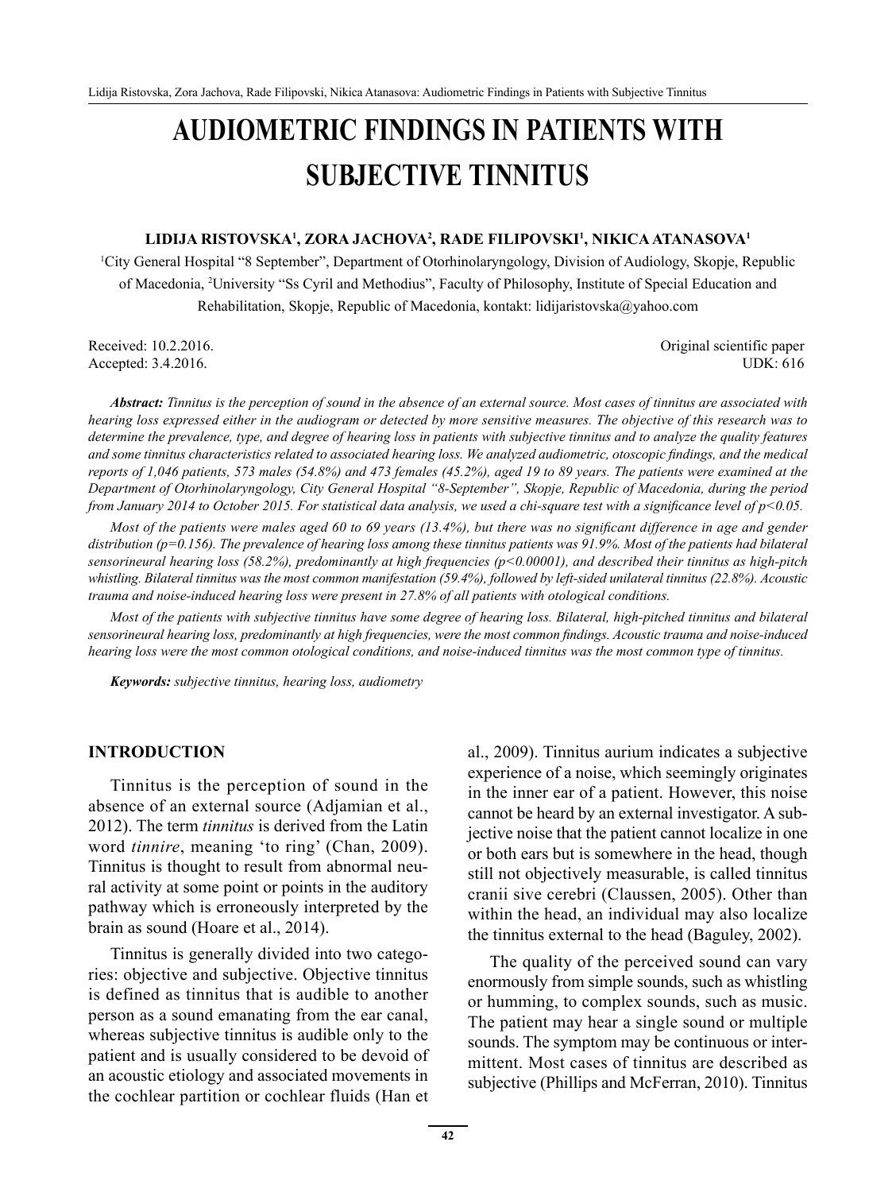# AUDIOMETRIC FINDINGS IN PATIENTS WITH SUBJECTIVE TINNITUS

**LIDIJA RISTOVSKA[1], ZORA JACHOVA[2], RADE FILIPOVSKI[1], NIKICA ATANASOVA[1]**

[1]City General Hospital "8 September", Department of Otorhinolaryngology, Division of Audiology, Skopje, Republic of Macedonia, [2]University "Ss Cyril and Methodius", Faculty of Philosophy, Institute of Special Education and Rehabilitation, Skopje, Republic of Macedonia, kontakt: lidijaristovska@yahoo.com

Received: 10.2.2016.
Accepted: 3.4.2016.

Original scientific paper
UDK: 616

***Abstract:*** *Tinnitus is the perception of sound in the absence of an external source. Most cases of tinnitus are associated with hearing loss expressed either in the audiogram or detected by more sensitive measures. The objective of this research was to determine the prevalence, type, and degree of hearing loss in patients with subjective tinnitus and to analyze the quality features and some tinnitus characteristics related to associated hearing loss. We analyzed audiometric, otoscopic findings, and the medical reports of 1,046 patients, 573 males (54.8%) and 473 females (45.2%), aged 19 to 89 years. The patients were examined at the Department of Otorhinolaryngology, City General Hospital "8-September", Skopje, Republic of Macedonia, during the period from January 2014 to October 2015. For statistical data analysis, we used a chi-square test with a significance level of $p<0.05$.*

*Most of the patients were males aged 60 to 69 years (13.4%), but there was no significant difference in age and gender distribution ($p=0.156$). The prevalence of hearing loss among these tinnitus patients was 91.9%. Most of the patients had bilateral sensorineural hearing loss (58.2%), predominantly at high frequencies ($p<0.00001$), and described their tinnitus as high-pitch whistling. Bilateral tinnitus was the most common manifestation (59.4%), followed by left-sided unilateral tinnitus (22.8%). Acoustic trauma and noise-induced hearing loss were present in 27.8% of all patients with otological conditions.*

*Most of the patients with subjective tinnitus have some degree of hearing loss. Bilateral, high-pitched tinnitus and bilateral sensorineural hearing loss, predominantly at high frequencies, were the most common findings. Acoustic trauma and noise-induced hearing loss were the most common otological conditions, and noise-induced tinnitus was the most common type of tinnitus.*

***Keywords:*** *subjective tinnitus, hearing loss, audiometry*

## INTRODUCTION

Tinnitus is the perception of sound in the absence of an external source (Adjamian et al., 2012). The term *tinnitus* is derived from the Latin word *tinnire*, meaning 'to ring' (Chan, 2009). Tinnitus is thought to result from abnormal neural activity at some point or points in the auditory pathway which is erroneously interpreted by the brain as sound (Hoare et al., 2014).

Tinnitus is generally divided into two categories: objective and subjective. Objective tinnitus is defined as tinnitus that is audible to another person as a sound emanating from the ear canal, whereas subjective tinnitus is audible only to the patient and is usually considered to be devoid of an acoustic etiology and associated movements in the cochlear partition or cochlear fluids (Han et al., 2009). Tinnitus aurium indicates a subjective experience of a noise, which seemingly originates in the inner ear of a patient. However, this noise cannot be heard by an external investigator. A subjective noise that the patient cannot localize in one or both ears but is somewhere in the head, though still not objectively measurable, is called tinnitus cranii sive cerebri (Claussen, 2005). Other than within the head, an individual may also localize the tinnitus external to the head (Baguley, 2002).

The quality of the perceived sound can vary enormously from simple sounds, such as whistling or humming, to complex sounds, such as music. The patient may hear a single sound or multiple sounds. The symptom may be continuous or intermittent. Most cases of tinnitus are described as subjective (Phillips and McFerran, 2010). Tinnitus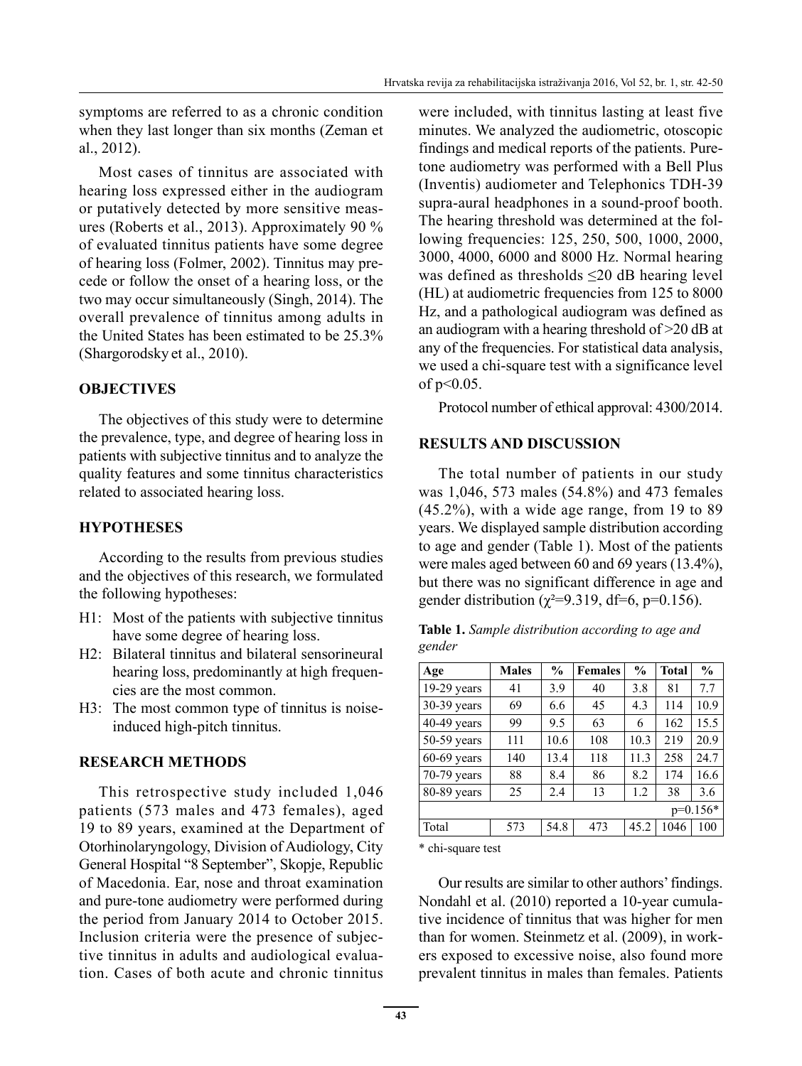symptoms are referred to as a chronic condition when they last longer than six months (Zeman et al., 2012).

Most cases of tinnitus are associated with hearing loss expressed either in the audiogram or putatively detected by more sensitive measures (Roberts et al., 2013). Approximately 90 % of evaluated tinnitus patients have some degree of hearing loss (Folmer, 2002). Tinnitus may precede or follow the onset of a hearing loss, or the two may occur simultaneously (Singh, 2014). The overall prevalence of tinnitus among adults in the United States has been estimated to be 25.3% (Shargorodsky et al., 2010).

## OBJECTIVES

The objectives of this study were to determine the prevalence, type, and degree of hearing loss in patients with subjective tinnitus and to analyze the quality features and some tinnitus characteristics related to associated hearing loss.

## HYPOTHESES

According to the results from previous studies and the objectives of this research, we formulated the following hypotheses:

- H1: Most of the patients with subjective tinnitus have some degree of hearing loss.
- H2: Bilateral tinnitus and bilateral sensorineural hearing loss, predominantly at high frequencies are the most common.
- H3: The most common type of tinnitus is noise-induced high-pitch tinnitus.

## RESEARCH METHODS

This retrospective study included 1,046 patients (573 males and 473 females), aged 19 to 89 years, examined at the Department of Otorhinolaryngology, Division of Audiology, City General Hospital "8 September", Skopje, Republic of Macedonia. Ear, nose and throat examination and pure-tone audiometry were performed during the period from January 2014 to October 2015. Inclusion criteria were the presence of subjective tinnitus in adults and audiological evaluation. Cases of both acute and chronic tinnitus were included, with tinnitus lasting at least five minutes. We analyzed the audiometric, otoscopic findings and medical reports of the patients. Pure-tone audiometry was performed with a Bell Plus (Inventis) audiometer and Telephonics TDH-39 supra-aural headphones in a sound-proof booth. The hearing threshold was determined at the following frequencies: 125, 250, 500, 1000, 2000, 3000, 4000, 6000 and 8000 Hz. Normal hearing was defined as thresholds ≤20 dB hearing level (HL) at audiometric frequencies from 125 to 8000 Hz, and a pathological audiogram was defined as an audiogram with a hearing threshold of >20 dB at any of the frequencies. For statistical data analysis, we used a chi-square test with a significance level of $p<0.05$.

Protocol number of ethical approval: 4300/2014.

## RESULTS AND DISCUSSION

The total number of patients in our study was 1,046, 573 males (54.8%) and 473 females (45.2%), with a wide age range, from 19 to 89 years. We displayed sample distribution according to age and gender (Table 1). Most of the patients were males aged between 60 and 69 years (13.4%), but there was no significant difference in age and gender distribution ($\chi^2=9.319$, df=6, $p=0.156$).

**Table 1.** *Sample distribution according to age and gender*

| Age | Males | % | Females | % | Total | % |
|---|---|---|---|---|---|---|
| 19-29 years | 41 | 3.9 | 40 | 3.8 | 81 | 7.7 |
| 30-39 years | 69 | 6.6 | 45 | 4.3 | 114 | 10.9 |
| 40-49 years | 99 | 9.5 | 63 | 6 | 162 | 15.5 |
| 50-59 years | 111 | 10.6 | 108 | 10.3 | 219 | 20.9 |
| 60-69 years | 140 | 13.4 | 118 | 11.3 | 258 | 24.7 |
| 70-79 years | 88 | 8.4 | 86 | 8.2 | 174 | 16.6 |
| 80-89 years | 25 | 2.4 | 13 | 1.2 | 38 | 3.6 |
| | | | | | | p=0.156* |
| Total | 573 | 54.8 | 473 | 45.2 | 1046 | 100 |

\* chi-square test

Our results are similar to other authors' findings. Nondahl et al. (2010) reported a 10-year cumulative incidence of tinnitus that was higher for men than for women. Steinmetz et al. (2009), in workers exposed to excessive noise, also found more prevalent tinnitus in males than females. Patients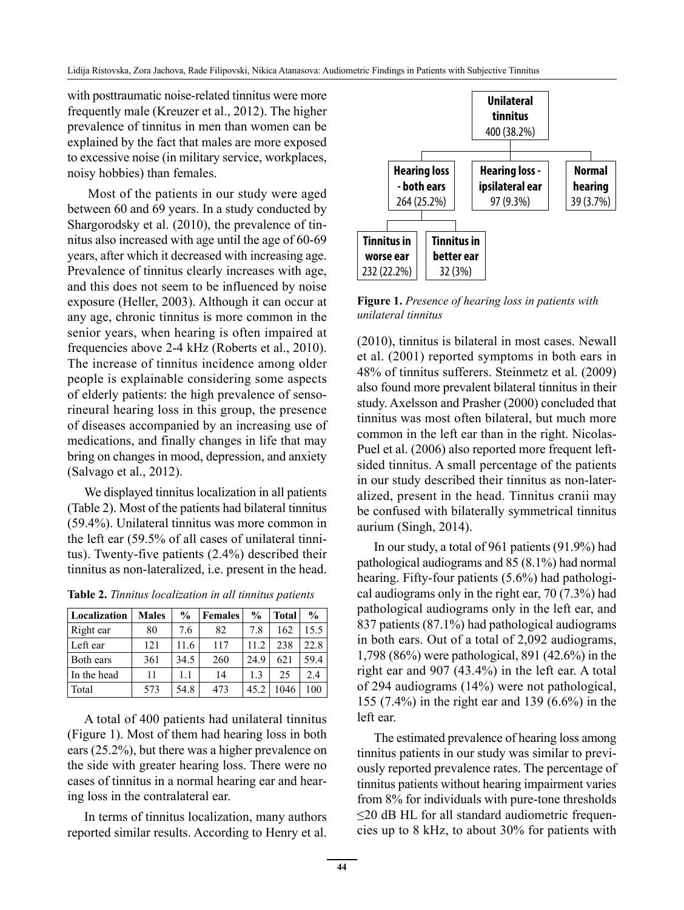with posttraumatic noise-related tinnitus were more frequently male (Kreuzer et al., 2012). The higher prevalence of tinnitus in men than women can be explained by the fact that males are more exposed to excessive noise (in military service, workplaces, noisy hobbies) than females.

Most of the patients in our study were aged between 60 and 69 years. In a study conducted by Shargorodsky et al. (2010), the prevalence of tinnitus also increased with age until the age of 60-69 years, after which it decreased with increasing age. Prevalence of tinnitus clearly increases with age, and this does not seem to be influenced by noise exposure (Heller, 2003). Although it can occur at any age, chronic tinnitus is more common in the senior years, when hearing is often impaired at frequencies above 2-4 kHz (Roberts et al., 2010). The increase of tinnitus incidence among older people is explainable considering some aspects of elderly patients: the high prevalence of sensorineural hearing loss in this group, the presence of diseases accompanied by an increasing use of medications, and finally changes in life that may bring on changes in mood, depression, and anxiety (Salvago et al., 2012).

We displayed tinnitus localization in all patients (Table 2). Most of the patients had bilateral tinnitus (59.4%). Unilateral tinnitus was more common in the left ear (59.5% of all cases of unilateral tinnitus). Twenty-five patients (2.4%) described their tinnitus as non-lateralized, i.e. present in the head.

**Table 2.** *Tinnitus localization in all tinnitus patients*

| Localization | Males | % | Females | % | Total | % |
|---|---|---|---|---|---|---|
| Right ear | 80 | 7.6 | 82 | 7.8 | 162 | 15.5 |
| Left ear | 121 | 11.6 | 117 | 11.2 | 238 | 22.8 |
| Both ears | 361 | 34.5 | 260 | 24.9 | 621 | 59.4 |
| In the head | 11 | 1.1 | 14 | 1.3 | 25 | 2.4 |
| Total | 573 | 54.8 | 473 | 45.2 | 1046 | 100 |

A total of 400 patients had unilateral tinnitus (Figure 1). Most of them had hearing loss in both ears (25.2%), but there was a higher prevalence on the side with greater hearing loss. There were no cases of tinnitus in a normal hearing ear and hearing loss in the contralateral ear.

- **Unilateral tinnitus** 400 (38.2%)
  - **Hearing loss - both ears** 264 (25.2%)
    - **Tinnitus in worse ear** 232 (22.2%)
    - **Tinnitus in better ear** 32 (3%)
  - **Hearing loss - ipsilateral ear** 97 (9.3%)
  - **Normal hearing** 39 (3.7%)

**Figure 1.** *Presence of hearing loss in patients with unilateral tinnitus*

In terms of tinnitus localization, many authors reported similar results. According to Henry et al. (2010), tinnitus is bilateral in most cases. Newall et al. (2001) reported symptoms in both ears in 48% of tinnitus sufferers. Steinmetz et al. (2009) also found more prevalent bilateral tinnitus in their study. Axelsson and Prasher (2000) concluded that tinnitus was most often bilateral, but much more common in the left ear than in the right. Nicolas-Puel et al. (2006) also reported more frequent left-sided tinnitus. A small percentage of the patients in our study described their tinnitus as non-lateralized, present in the head. Tinnitus cranii may be confused with bilaterally symmetrical tinnitus aurium (Singh, 2014).

In our study, a total of 961 patients (91.9%) had pathological audiograms and 85 (8.1%) had normal hearing. Fifty-four patients (5.6%) had pathological audiograms only in the right ear, 70 (7.3%) had pathological audiograms only in the left ear, and 837 patients (87.1%) had pathological audiograms in both ears. Out of a total of 2,092 audiograms, 1,798 (86%) were pathological, 891 (42.6%) in the right ear and 907 (43.4%) in the left ear. A total of 294 audiograms (14%) were not pathological, 155 (7.4%) in the right ear and 139 (6.6%) in the left ear.

The estimated prevalence of hearing loss among tinnitus patients in our study was similar to previously reported prevalence rates. The percentage of tinnitus patients without hearing impairment varies from 8% for individuals with pure-tone thresholds ≤20 dB HL for all standard audiometric frequencies up to 8 kHz, to about 30% for patients with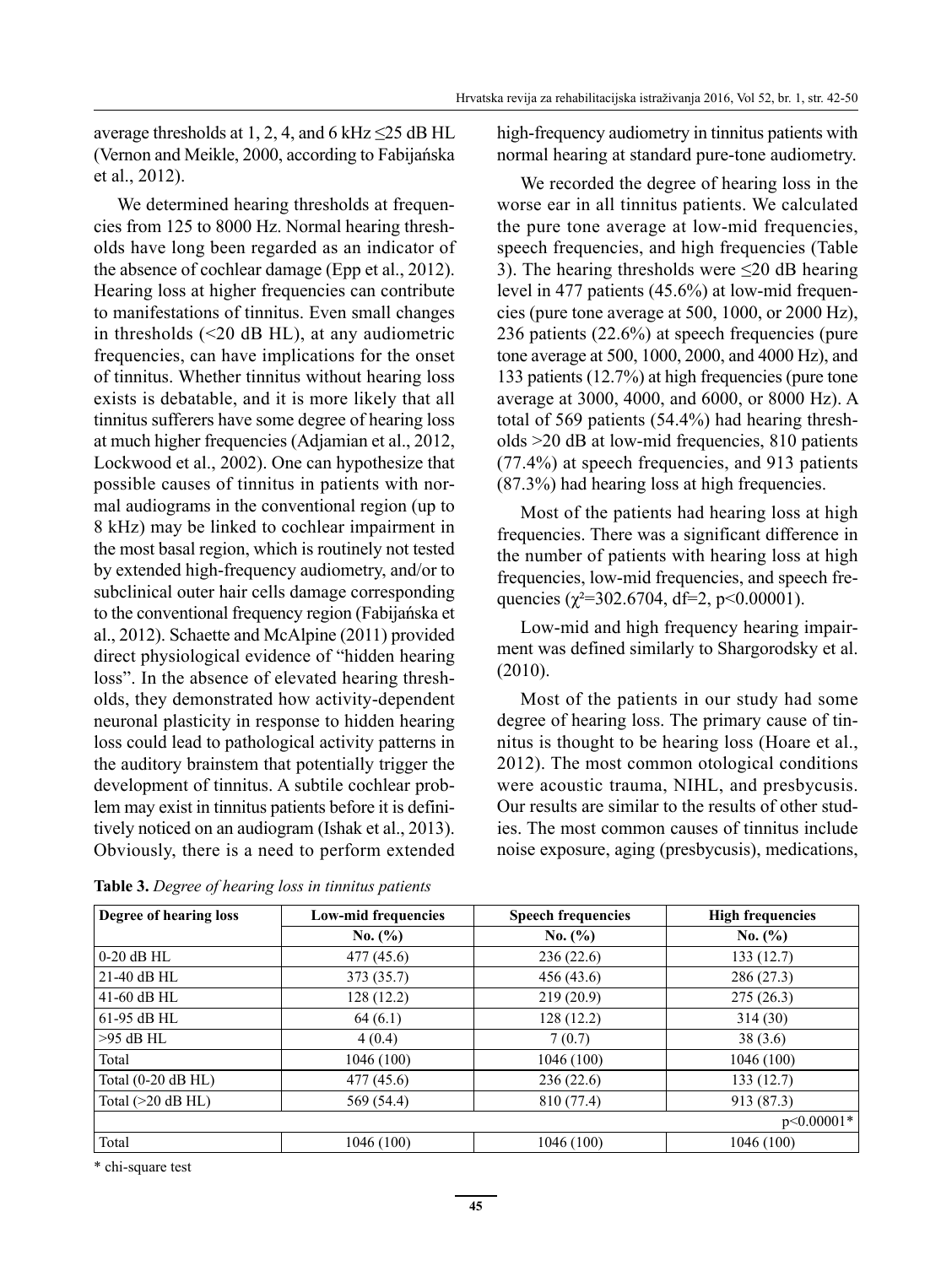average thresholds at 1, 2, 4, and 6 kHz ≤25 dB HL (Vernon and Meikle, 2000, according to Fabijańska et al., 2012).

We determined hearing thresholds at frequencies from 125 to 8000 Hz. Normal hearing thresholds have long been regarded as an indicator of the absence of cochlear damage (Epp et al., 2012). Hearing loss at higher frequencies can contribute to manifestations of tinnitus. Even small changes in thresholds (<20 dB HL), at any audiometric frequencies, can have implications for the onset of tinnitus. Whether tinnitus without hearing loss exists is debatable, and it is more likely that all tinnitus sufferers have some degree of hearing loss at much higher frequencies (Adjamian et al., 2012, Lockwood et al., 2002). One can hypothesize that possible causes of tinnitus in patients with normal audiograms in the conventional region (up to 8 kHz) may be linked to cochlear impairment in the most basal region, which is routinely not tested by extended high-frequency audiometry, and/or to subclinical outer hair cells damage corresponding to the conventional frequency region (Fabijańska et al., 2012). Schaette and McAlpine (2011) provided direct physiological evidence of "hidden hearing loss". In the absence of elevated hearing thresholds, they demonstrated how activity-dependent neuronal plasticity in response to hidden hearing loss could lead to pathological activity patterns in the auditory brainstem that potentially trigger the development of tinnitus. A subtile cochlear problem may exist in tinnitus patients before it is definitively noticed on an audiogram (Ishak et al., 2013). Obviously, there is a need to perform extended high-frequency audiometry in tinnitus patients with normal hearing at standard pure-tone audiometry.

We recorded the degree of hearing loss in the worse ear in all tinnitus patients. We calculated the pure tone average at low-mid frequencies, speech frequencies, and high frequencies (Table 3). The hearing thresholds were ≤20 dB hearing level in 477 patients (45.6%) at low-mid frequencies (pure tone average at 500, 1000, or 2000 Hz), 236 patients (22.6%) at speech frequencies (pure tone average at 500, 1000, 2000, and 4000 Hz), and 133 patients (12.7%) at high frequencies (pure tone average at 3000, 4000, and 6000, or 8000 Hz). A total of 569 patients (54.4%) had hearing thresholds >20 dB at low-mid frequencies, 810 patients (77.4%) at speech frequencies, and 913 patients (87.3%) had hearing loss at high frequencies.

Most of the patients had hearing loss at high frequencies. There was a significant difference in the number of patients with hearing loss at high frequencies, low-mid frequencies, and speech frequencies ($\chi^2$=302.6704, df=2, p<0.00001).

Low-mid and high frequency hearing impairment was defined similarly to Shargorodsky et al. (2010).

Most of the patients in our study had some degree of hearing loss. The primary cause of tinnitus is thought to be hearing loss (Hoare et al., 2012). The most common otological conditions were acoustic trauma, NIHL, and presbycusis. Our results are similar to the results of other studies. The most common causes of tinnitus include noise exposure, aging (presbycusis), medications,

**Table 3.** *Degree of hearing loss in tinnitus patients*

| Degree of hearing loss | Low-mid frequencies | Speech frequencies | High frequencies |
|---|---|---|---|
| | No. (%) | No. (%) | No. (%) |
| 0-20 dB HL | 477 (45.6) | 236 (22.6) | 133 (12.7) |
| 21-40 dB HL | 373 (35.7) | 456 (43.6) | 286 (27.3) |
| 41-60 dB HL | 128 (12.2) | 219 (20.9) | 275 (26.3) |
| 61-95 dB HL | 64 (6.1) | 128 (12.2) | 314 (30) |
| >95 dB HL | 4 (0.4) | 7 (0.7) | 38 (3.6) |
| Total | 1046 (100) | 1046 (100) | 1046 (100) |
| Total (0-20 dB HL) | 477 (45.6) | 236 (22.6) | 133 (12.7) |
| Total (>20 dB HL) | 569 (54.4) | 810 (77.4) | 913 (87.3) |
| | | | p<0.00001* |
| Total | 1046 (100) | 1046 (100) | 1046 (100) |

\* chi-square test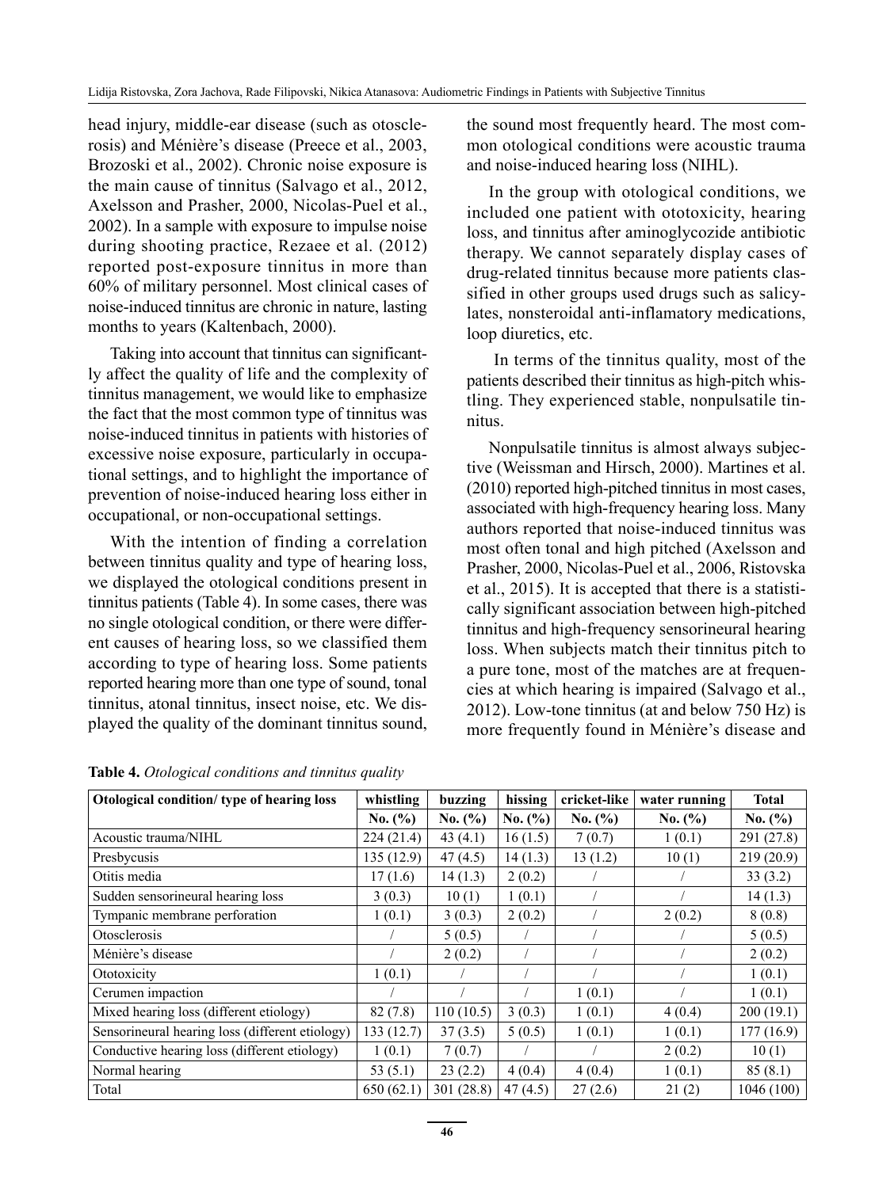head injury, middle-ear disease (such as otosclerosis) and Ménière's disease (Preece et al., 2003, Brozoski et al., 2002). Chronic noise exposure is the main cause of tinnitus (Salvago et al., 2012, Axelsson and Prasher, 2000, Nicolas-Puel et al., 2002). In a sample with exposure to impulse noise during shooting practice, Rezaee et al. (2012) reported post-exposure tinnitus in more than 60% of military personnel. Most clinical cases of noise-induced tinnitus are chronic in nature, lasting months to years (Kaltenbach, 2000).

Taking into account that tinnitus can significantly affect the quality of life and the complexity of tinnitus management, we would like to emphasize the fact that the most common type of tinnitus was noise-induced tinnitus in patients with histories of excessive noise exposure, particularly in occupational settings, and to highlight the importance of prevention of noise-induced hearing loss either in occupational, or non-occupational settings.

With the intention of finding a correlation between tinnitus quality and type of hearing loss, we displayed the otological conditions present in tinnitus patients (Table 4). In some cases, there was no single otological condition, or there were different causes of hearing loss, so we classified them according to type of hearing loss. Some patients reported hearing more than one type of sound, tonal tinnitus, atonal tinnitus, insect noise, etc. We displayed the quality of the dominant tinnitus sound, the sound most frequently heard. The most common otological conditions were acoustic trauma and noise-induced hearing loss (NIHL).

In the group with otological conditions, we included one patient with ototoxicity, hearing loss, and tinnitus after aminoglycozide antibiotic therapy. We cannot separately display cases of drug-related tinnitus because more patients classified in other groups used drugs such as salicylates, nonsteroidal anti-inflamatory medications, loop diuretics, etc.

In terms of the tinnitus quality, most of the patients described their tinnitus as high-pitch whistling. They experienced stable, nonpulsatile tinnitus.

Nonpulsatile tinnitus is almost always subjective (Weissman and Hirsch, 2000). Martines et al. (2010) reported high-pitched tinnitus in most cases, associated with high-frequency hearing loss. Many authors reported that noise-induced tinnitus was most often tonal and high pitched (Axelsson and Prasher, 2000, Nicolas-Puel et al., 2006, Ristovska et al., 2015). It is accepted that there is a statistically significant association between high-pitched tinnitus and high-frequency sensorineural hearing loss. When subjects match their tinnitus pitch to a pure tone, most of the matches are at frequencies at which hearing is impaired (Salvago et al., 2012). Low-tone tinnitus (at and below 750 Hz) is more frequently found in Ménière's disease and

**Table 4.** *Otological conditions and tinnitus quality*

| Otological condition/ type of hearing loss | whistling | buzzing | hissing | cricket-like | water running | Total |
|---|---|---|---|---|---|---|
| | No. (%) | No. (%) | No. (%) | No. (%) | No. (%) | No. (%) |
| Acoustic trauma/NIHL | 224 (21.4) | 43 (4.1) | 16 (1.5) | 7 (0.7) | 1 (0.1) | 291 (27.8) |
| Presbycusis | 135 (12.9) | 47 (4.5) | 14 (1.3) | 13 (1.2) | 10 (1) | 219 (20.9) |
| Otitis media | 17 (1.6) | 14 (1.3) | 2 (0.2) | / | / | 33 (3.2) |
| Sudden sensorineural hearing loss | 3 (0.3) | 10 (1) | 1 (0.1) | / | / | 14 (1.3) |
| Tympanic membrane perforation | 1 (0.1) | 3 (0.3) | 2 (0.2) | / | 2 (0.2) | 8 (0.8) |
| Otosclerosis | / | 5 (0.5) | / | / | / | 5 (0.5) |
| Ménière's disease | / | 2 (0.2) | / | / | / | 2 (0.2) |
| Ototoxicity | 1 (0.1) | / | / | / | / | 1 (0.1) |
| Cerumen impaction | / | / | / | 1 (0.1) | / | 1 (0.1) |
| Mixed hearing loss (different etiology) | 82 (7.8) | 110 (10.5) | 3 (0.3) | 1 (0.1) | 4 (0.4) | 200 (19.1) |
| Sensorineural hearing loss (different etiology) | 133 (12.7) | 37 (3.5) | 5 (0.5) | 1 (0.1) | 1 (0.1) | 177 (16.9) |
| Conductive hearing loss (different etiology) | 1 (0.1) | 7 (0.7) | / | / | 2 (0.2) | 10 (1) |
| Normal hearing | 53 (5.1) | 23 (2.2) | 4 (0.4) | 4 (0.4) | 1 (0.1) | 85 (8.1) |
| Total | 650 (62.1) | 301 (28.8) | 47 (4.5) | 27 (2.6) | 21 (2) | 1046 (100) |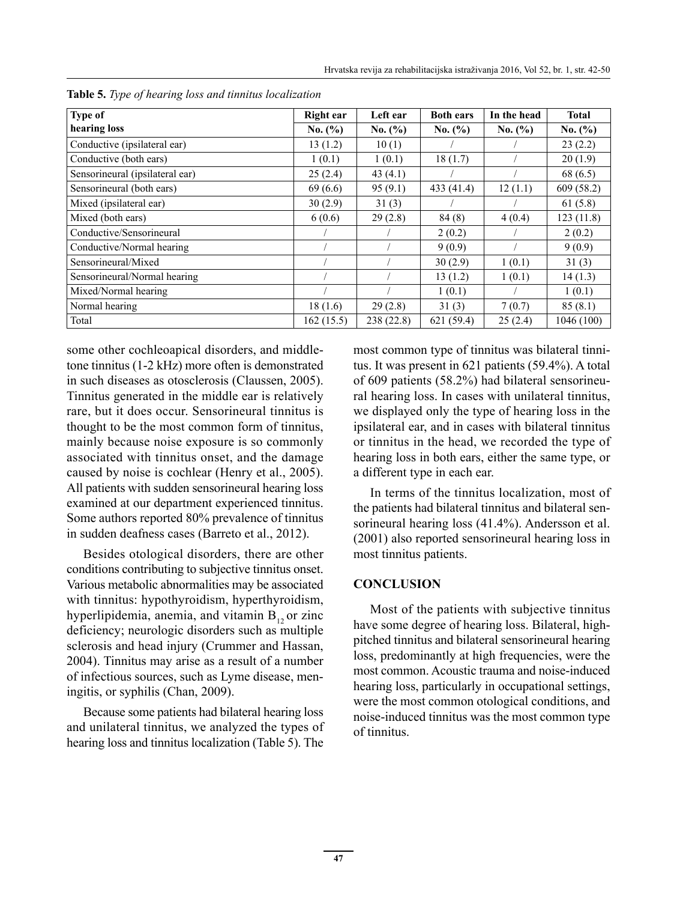**Table 5.** *Type of hearing loss and tinnitus localization*

| Type of hearing loss | Right ear | Left ear | Both ears | In the head | Total |
|---|---|---|---|---|---|
| | No. (%) | No. (%) | No. (%) | No. (%) | No. (%) |
| Conductive (ipsilateral ear) | 13 (1.2) | 10 (1) | / | / | 23 (2.2) |
| Conductive (both ears) | 1 (0.1) | 1 (0.1) | 18 (1.7) | / | 20 (1.9) |
| Sensorineural (ipsilateral ear) | 25 (2.4) | 43 (4.1) | / | / | 68 (6.5) |
| Sensorineural (both ears) | 69 (6.6) | 95 (9.1) | 433 (41.4) | 12 (1.1) | 609 (58.2) |
| Mixed (ipsilateral ear) | 30 (2.9) | 31 (3) | / | / | 61 (5.8) |
| Mixed (both ears) | 6 (0.6) | 29 (2.8) | 84 (8) | 4 (0.4) | 123 (11.8) |
| Conductive/Sensorineural | / | / | 2 (0.2) | / | 2 (0.2) |
| Conductive/Normal hearing | / | / | 9 (0.9) | / | 9 (0.9) |
| Sensorineural/Mixed | / | / | 30 (2.9) | 1 (0.1) | 31 (3) |
| Sensorineural/Normal hearing | / | / | 13 (1.2) | 1 (0.1) | 14 (1.3) |
| Mixed/Normal hearing | / | / | 1 (0.1) | / | 1 (0.1) |
| Normal hearing | 18 (1.6) | 29 (2.8) | 31 (3) | 7 (0.7) | 85 (8.1) |
| Total | 162 (15.5) | 238 (22.8) | 621 (59.4) | 25 (2.4) | 1046 (100) |

some other cochleoapical disorders, and middle-tone tinnitus (1-2 kHz) more often is demonstrated in such diseases as otosclerosis (Claussen, 2005). Tinnitus generated in the middle ear is relatively rare, but it does occur. Sensorineural tinnitus is thought to be the most common form of tinnitus, mainly because noise exposure is so commonly associated with tinnitus onset, and the damage caused by noise is cochlear (Henry et al., 2005). All patients with sudden sensorineural hearing loss examined at our department experienced tinnitus. Some authors reported 80% prevalence of tinnitus in sudden deafness cases (Barreto et al., 2012).

Besides otological disorders, there are other conditions contributing to subjective tinnitus onset. Various metabolic abnormalities may be associated with tinnitus: hypothyroidism, hyperthyroidism, hyperlipidemia, anemia, and vitamin $B_{12}$ or zinc deficiency; neurologic disorders such as multiple sclerosis and head injury (Crummer and Hassan, 2004). Tinnitus may arise as a result of a number of infectious sources, such as Lyme disease, meningitis, or syphilis (Chan, 2009).

Because some patients had bilateral hearing loss and unilateral tinnitus, we analyzed the types of hearing loss and tinnitus localization (Table 5). The most common type of tinnitus was bilateral tinnitus. It was present in 621 patients (59.4%). A total of 609 patients (58.2%) had bilateral sensorineural hearing loss. In cases with unilateral tinnitus, we displayed only the type of hearing loss in the ipsilateral ear, and in cases with bilateral tinnitus or tinnitus in the head, we recorded the type of hearing loss in both ears, either the same type, or a different type in each ear.

In terms of the tinnitus localization, most of the patients had bilateral tinnitus and bilateral sensorineural hearing loss (41.4%). Andersson et al. (2001) also reported sensorineural hearing loss in most tinnitus patients.

## CONCLUSION

Most of the patients with subjective tinnitus have some degree of hearing loss. Bilateral, high-pitched tinnitus and bilateral sensorineural hearing loss, predominantly at high frequencies, were the most common. Acoustic trauma and noise-induced hearing loss, particularly in occupational settings, were the most common otological conditions, and noise-induced tinnitus was the most common type of tinnitus.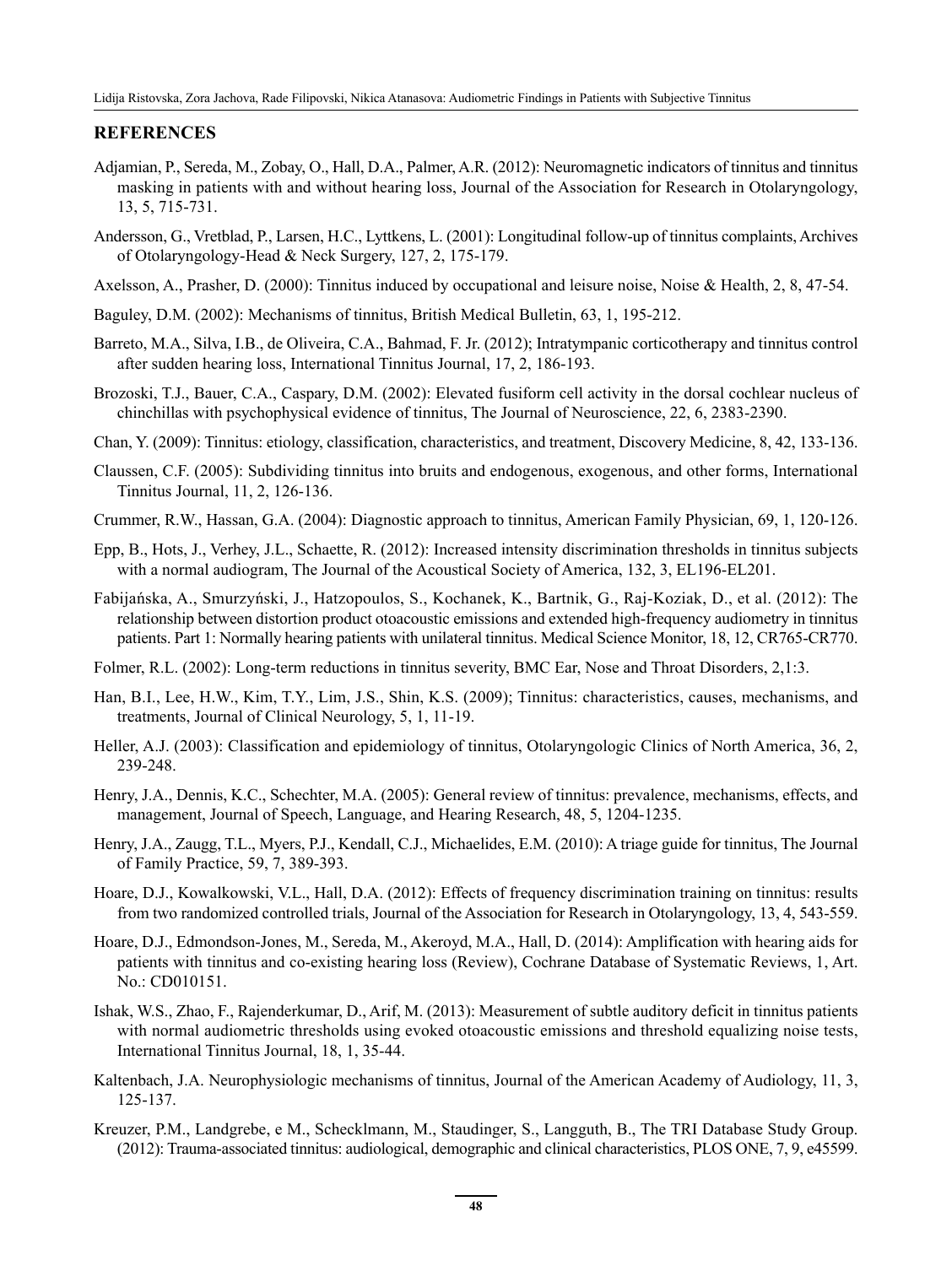## REFERENCES

Adjamian, P., Sereda, M., Zobay, O., Hall, D.A., Palmer, A.R. (2012): Neuromagnetic indicators of tinnitus and tinnitus masking in patients with and without hearing loss, Journal of the Association for Research in Otolaryngology, 13, 5, 715-731.

Andersson, G., Vretblad, P., Larsen, H.C., Lyttkens, L. (2001): Longitudinal follow-up of tinnitus complaints, Archives of Otolaryngology-Head & Neck Surgery, 127, 2, 175-179.

Axelsson, A., Prasher, D. (2000): Tinnitus induced by occupational and leisure noise, Noise & Health, 2, 8, 47-54.

Baguley, D.M. (2002): Mechanisms of tinnitus, British Medical Bulletin, 63, 1, 195-212.

Barreto, M.A., Silva, I.B., de Oliveira, C.A., Bahmad, F. Jr. (2012); Intratympanic corticotherapy and tinnitus control after sudden hearing loss, International Tinnitus Journal, 17, 2, 186-193.

Brozoski, T.J., Bauer, C.A., Caspary, D.M. (2002): Elevated fusiform cell activity in the dorsal cochlear nucleus of chinchillas with psychophysical evidence of tinnitus, The Journal of Neuroscience, 22, 6, 2383-2390.

Chan, Y. (2009): Tinnitus: etiology, classification, characteristics, and treatment, Discovery Medicine, 8, 42, 133-136.

Claussen, C.F. (2005): Subdividing tinnitus into bruits and endogenous, exogenous, and other forms, International Tinnitus Journal, 11, 2, 126-136.

Crummer, R.W., Hassan, G.A. (2004): Diagnostic approach to tinnitus, American Family Physician, 69, 1, 120-126.

Epp, B., Hots, J., Verhey, J.L., Schaette, R. (2012): Increased intensity discrimination thresholds in tinnitus subjects with a normal audiogram, The Journal of the Acoustical Society of America, 132, 3, EL196-EL201.

Fabijańska, A., Smurzyński, J., Hatzopoulos, S., Kochanek, K., Bartnik, G., Raj-Koziak, D., et al. (2012): The relationship between distortion product otoacoustic emissions and extended high-frequency audiometry in tinnitus patients. Part 1: Normally hearing patients with unilateral tinnitus. Medical Science Monitor, 18, 12, CR765-CR770.

Folmer, R.L. (2002): Long-term reductions in tinnitus severity, BMC Ear, Nose and Throat Disorders, 2,1:3.

Han, B.I., Lee, H.W., Kim, T.Y., Lim, J.S., Shin, K.S. (2009); Tinnitus: characteristics, causes, mechanisms, and treatments, Journal of Clinical Neurology, 5, 1, 11-19.

Heller, A.J. (2003): Classification and epidemiology of tinnitus, Otolaryngologic Clinics of North America, 36, 2, 239-248.

Henry, J.A., Dennis, K.C., Schechter, M.A. (2005): General review of tinnitus: prevalence, mechanisms, effects, and management, Journal of Speech, Language, and Hearing Research, 48, 5, 1204-1235.

Henry, J.A., Zaugg, T.L., Myers, P.J., Kendall, C.J., Michaelides, E.M. (2010): A triage guide for tinnitus, The Journal of Family Practice, 59, 7, 389-393.

Hoare, D.J., Kowalkowski, V.L., Hall, D.A. (2012): Effects of frequency discrimination training on tinnitus: results from two randomized controlled trials, Journal of the Association for Research in Otolaryngology, 13, 4, 543-559.

Hoare, D.J., Edmondson-Jones, M., Sereda, M., Akeroyd, M.A., Hall, D. (2014): Amplification with hearing aids for patients with tinnitus and co-existing hearing loss (Review), Cochrane Database of Systematic Reviews, 1, Art. No.: CD010151.

Ishak, W.S., Zhao, F., Rajenderkumar, D., Arif, M. (2013): Measurement of subtle auditory deficit in tinnitus patients with normal audiometric thresholds using evoked otoacoustic emissions and threshold equalizing noise tests, International Tinnitus Journal, 18, 1, 35-44.

Kaltenbach, J.A. Neurophysiologic mechanisms of tinnitus, Journal of the American Academy of Audiology, 11, 3, 125-137.

Kreuzer, P.M., Landgrebe, e M., Schecklmann, M., Staudinger, S., Langguth, B., The TRI Database Study Group. (2012): Trauma-associated tinnitus: audiological, demographic and clinical characteristics, PLOS ONE, 7, 9, e45599.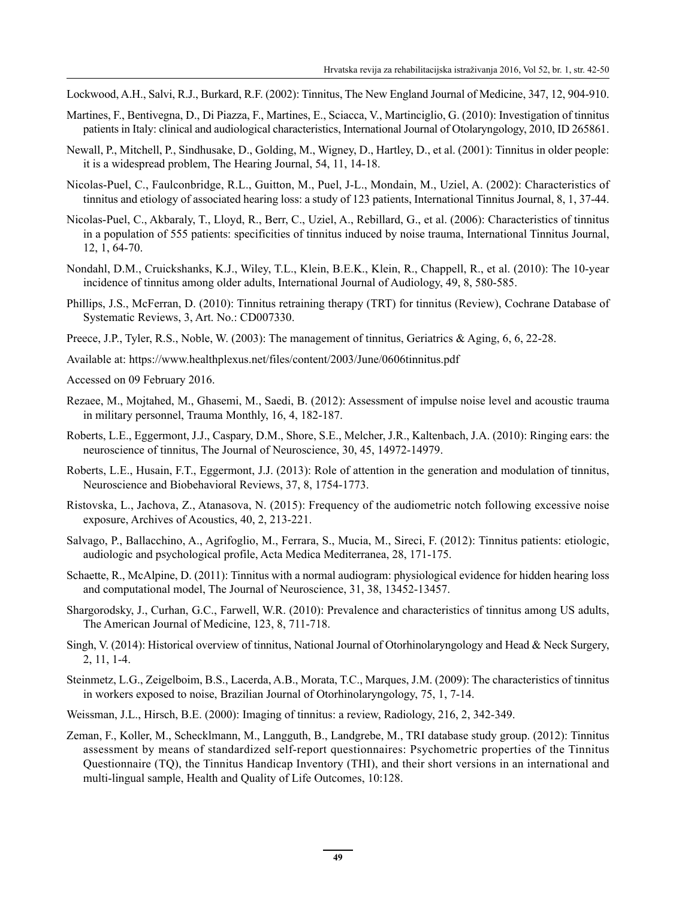Lockwood, A.H., Salvi, R.J., Burkard, R.F. (2002): Tinnitus, The New England Journal of Medicine, 347, 12, 904-910.

Martines, F., Bentivegna, D., Di Piazza, F., Martines, E., Sciacca, V., Martinciglio, G. (2010): Investigation of tinnitus patients in Italy: clinical and audiological characteristics, International Journal of Otolaryngology, 2010, ID 265861.

Newall, P., Mitchell, P., Sindhusake, D., Golding, M., Wigney, D., Hartley, D., et al. (2001): Tinnitus in older people: it is a widespread problem, The Hearing Journal, 54, 11, 14-18.

Nicolas-Puel, C., Faulconbridge, R.L., Guitton, M., Puel, J-L., Mondain, M., Uziel, A. (2002): Characteristics of tinnitus and etiology of associated hearing loss: a study of 123 patients, International Tinnitus Journal, 8, 1, 37-44.

Nicolas-Puel, C., Akbaraly, T., Lloyd, R., Berr, C., Uziel, A., Rebillard, G., et al. (2006): Characteristics of tinnitus in a population of 555 patients: specificities of tinnitus induced by noise trauma, International Tinnitus Journal, 12, 1, 64-70.

Nondahl, D.M., Cruickshanks, K.J., Wiley, T.L., Klein, B.E.K., Klein, R., Chappell, R., et al. (2010): The 10-year incidence of tinnitus among older adults, International Journal of Audiology, 49, 8, 580-585.

Phillips, J.S., McFerran, D. (2010): Tinnitus retraining therapy (TRT) for tinnitus (Review), Cochrane Database of Systematic Reviews, 3, Art. No.: CD007330.

Preece, J.P., Tyler, R.S., Noble, W. (2003): The management of tinnitus, Geriatrics & Aging, 6, 6, 22-28.

Available at: https://www.healthplexus.net/files/content/2003/June/0606tinnitus.pdf

Accessed on 09 February 2016.

Rezaee, M., Mojtahed, M., Ghasemi, M., Saedi, B. (2012): Assessment of impulse noise level and acoustic trauma in military personnel, Trauma Monthly, 16, 4, 182-187.

Roberts, L.E., Eggermont, J.J., Caspary, D.M., Shore, S.E., Melcher, J.R., Kaltenbach, J.A. (2010): Ringing ears: the neuroscience of tinnitus, The Journal of Neuroscience, 30, 45, 14972-14979.

Roberts, L.E., Husain, F.T., Eggermont, J.J. (2013): Role of attention in the generation and modulation of tinnitus, Neuroscience and Biobehavioral Reviews, 37, 8, 1754-1773.

Ristovska, L., Jachova, Z., Atanasova, N. (2015): Frequency of the audiometric notch following excessive noise exposure, Archives of Acoustics, 40, 2, 213-221.

Salvago, P., Ballacchino, A., Agrifoglio, M., Ferrara, S., Mucia, M., Sireci, F. (2012): Tinnitus patients: etiologic, audiologic and psychological profile, Acta Medica Mediterranea, 28, 171-175.

Schaette, R., McAlpine, D. (2011): Tinnitus with a normal audiogram: physiological evidence for hidden hearing loss and computational model, The Journal of Neuroscience, 31, 38, 13452-13457.

Shargorodsky, J., Curhan, G.C., Farwell, W.R. (2010): Prevalence and characteristics of tinnitus among US adults, The American Journal of Medicine, 123, 8, 711-718.

Singh, V. (2014): Historical overview of tinnitus, National Journal of Otorhinolaryngology and Head & Neck Surgery, 2, 11, 1-4.

Steinmetz, L.G., Zeigelboim, B.S., Lacerda, A.B., Morata, T.C., Marques, J.M. (2009): The characteristics of tinnitus in workers exposed to noise, Brazilian Journal of Otorhinolaryngology, 75, 1, 7-14.

Weissman, J.L., Hirsch, B.E. (2000): Imaging of tinnitus: a review, Radiology, 216, 2, 342-349.

Zeman, F., Koller, M., Schecklmann, M., Langguth, B., Landgrebe, M., TRI database study group. (2012): Tinnitus assessment by means of standardized self-report questionnaires: Psychometric properties of the Tinnitus Questionnaire (TQ), the Tinnitus Handicap Inventory (THI), and their short versions in an international and multi-lingual sample, Health and Quality of Life Outcomes, 10:128.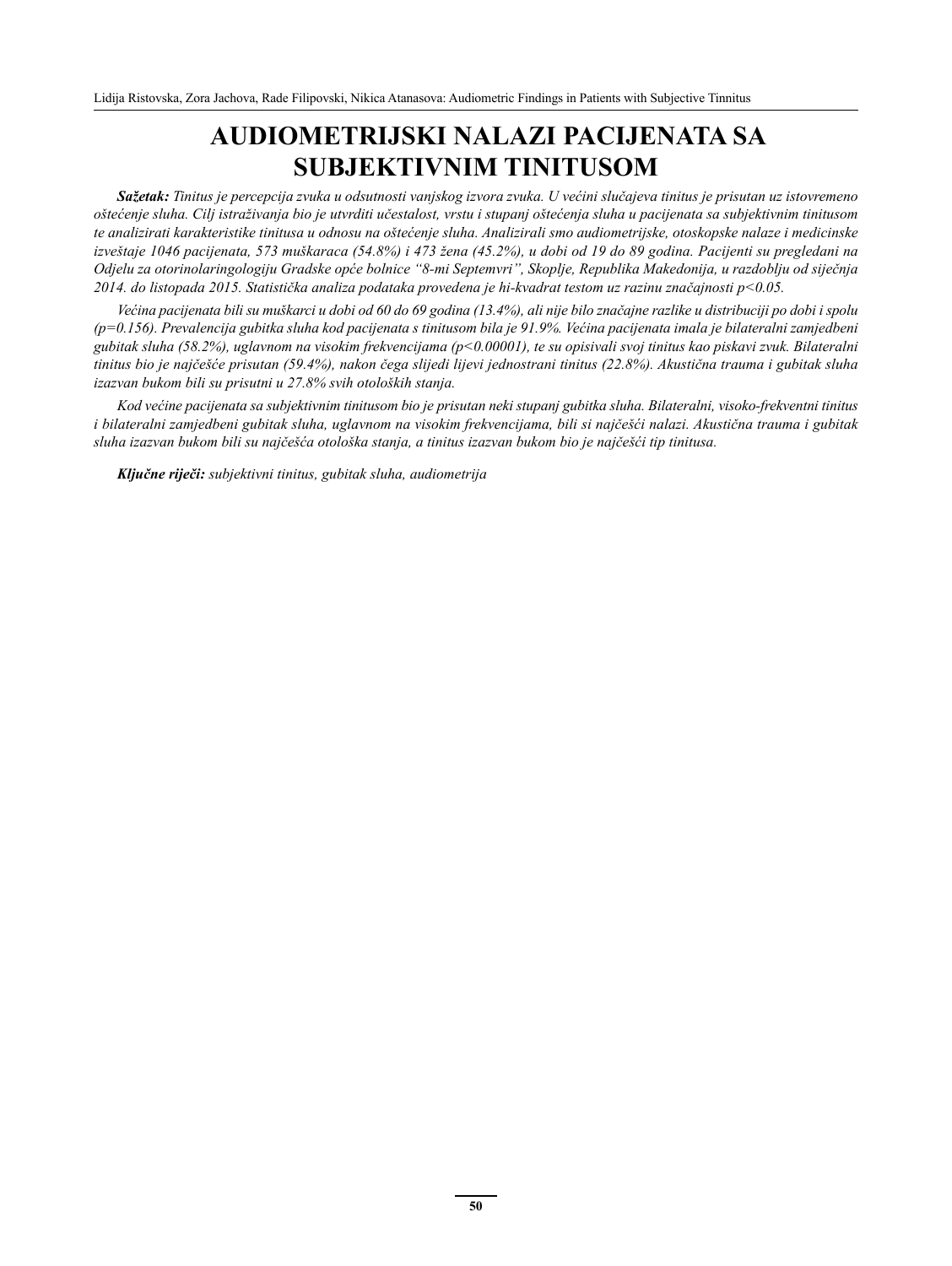# AUDIOMETRIJSKI NALAZI PACIJENATA SA SUBJEKTIVNIM TINITUSOM

***Sažetak:*** *Tinitus je percepcija zvuka u odsutnosti vanjskog izvora zvuka. U većini slučajeva tinitus je prisutan uz istovremeno oštećenje sluha. Cilj istraživanja bio je utvrditi učestalost, vrstu i stupanj oštećenja sluha u pacijenata sa subjektivnim tinitusom te analizirati karakteristike tinitusa u odnosu na oštećenje sluha. Analizirali smo audiometrijske, otoskopske nalaze i medicinske izveštaje 1046 pacijenata, 573 muškaraca (54.8%) i 473 žena (45.2%), u dobi od 19 do 89 godina. Pacijenti su pregledani na Odjelu za otorinolaringologiju Gradske opće bolnice "8-mi Septemvri", Skoplje, Republika Makedonija, u razdoblju od siječnja 2014. do listopada 2015. Statistička analiza podataka provedena je hi-kvadrat testom uz razinu značajnosti p<0.05.*

*Većina pacijenata bili su muškarci u dobi od 60 do 69 godina (13.4%), ali nije bilo značajne razlike u distribuciji po dobi i spolu (p=0.156). Prevalencija gubitka sluha kod pacijenata s tinitusom bila je 91.9%. Većina pacijenata imala je bilateralni zamjedbeni gubitak sluha (58.2%), uglavnom na visokim frekvencijama (p<0.00001), te su opisivali svoj tinitus kao piskavi zvuk. Bilateralni tinitus bio je najčešće prisutan (59.4%), nakon čega slijedi lijevi jednostrani tinitus (22.8%). Akustična trauma i gubitak sluha izazvan bukom bili su prisutni u 27.8% svih otoloških stanja.*

*Kod većine pacijenata sa subjektivnim tinitusom bio je prisutan neki stupanj gubitka sluha. Bilateralni, visoko-frekventni tinitus i bilateralni zamjedbeni gubitak sluha, uglavnom na visokim frekvencijama, bili si najčešći nalazi. Akustična trauma i gubitak sluha izazvan bukom bili su najčešća otološka stanja, a tinitus izazvan bukom bio je najčešći tip tinitusa.*

***Ključne riječi:*** *subjektivni tinitus, gubitak sluha, audiometrija*